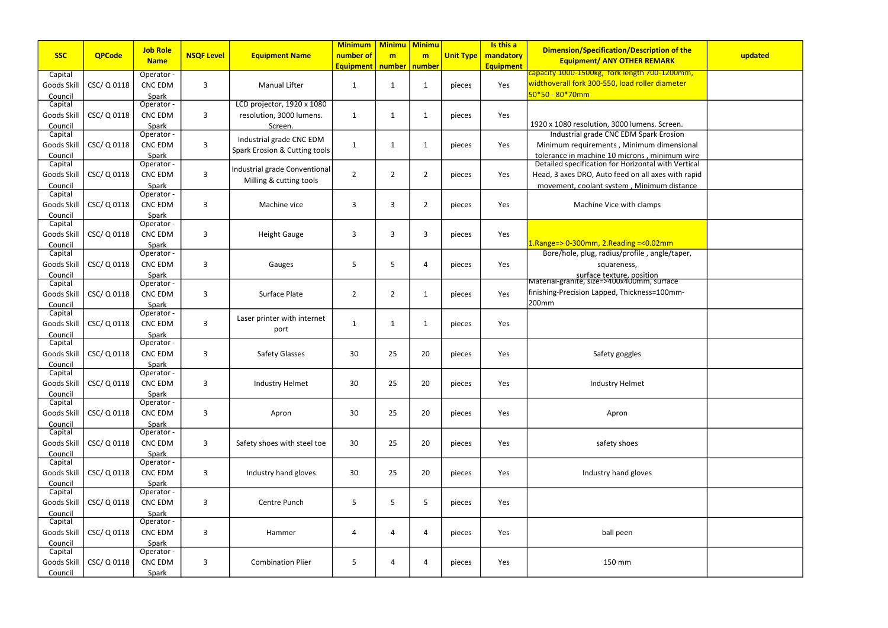| SSC | QPCode | Job Role Name | NSQF Level | Equipment Name | Minimum number of Equipment | Minimum number | Minimum number | Unit Type | Is this a mandatory Equipment | Dimension/Specification/Description of the Equipment/ ANY OTHER REMARK | updated |
|---|---|---|---|---|---|---|---|---|---|---|---|
| Capital Goods Skill Council | CSC/ Q 0118 | Operator - CNC EDM Spark | 3 | Manual Lifter | 1 | 1 | 1 | pieces | Yes | capacity 1000-1500kg, fork length 700-1200mm, widthoverall fork 300-550, load roller diameter 50*50 - 80*70mm | |
| Capital Goods Skill Council | CSC/ Q 0118 | Operator - CNC EDM Spark | 3 | LCD projector, 1920 x 1080 resolution, 3000 lumens. Screen. | 1 | 1 | 1 | pieces | Yes | 1920 x 1080 resolution, 3000 lumens. Screen. | |
| Capital Goods Skill Council | CSC/ Q 0118 | Operator - CNC EDM Spark | 3 | Industrial grade CNC EDM Spark Erosion & Cutting tools | 1 | 1 | 1 | pieces | Yes | Industrial grade CNC EDM Spark Erosion Minimum requirements , Minimum dimensional tolerance in machine 10 microns , minimum wire | |
| Capital Goods Skill Council | CSC/ Q 0118 | Operator - CNC EDM Spark | 3 | Industrial grade Conventional Milling & cutting tools | 2 | 2 | 2 | pieces | Yes | Detailed specification for Horizontal with Vertical Head, 3 axes DRO, Auto feed on all axes with rapid movement, coolant system , Minimum distance | |
| Capital Goods Skill Council | CSC/ Q 0118 | Operator - CNC EDM Spark | 3 | Machine vice | 3 | 3 | 2 | pieces | Yes | Machine Vice with clamps | |
| Capital Goods Skill Council | CSC/ Q 0118 | Operator - CNC EDM Spark | 3 | Height Gauge | 3 | 3 | 3 | pieces | Yes | 1.Range=> 0-300mm, 2.Reading =<0.02mm | |
| Capital Goods Skill Council | CSC/ Q 0118 | Operator - CNC EDM Spark | 3 | Gauges | 5 | 5 | 4 | pieces | Yes | Bore/hole, plug, radius/profile , angle/taper, squareness, surface texture, position | |
| Capital Goods Skill Council | CSC/ Q 0118 | Operator - CNC EDM Spark | 3 | Surface Plate | 2 | 2 | 1 | pieces | Yes | Material-granite, size=>400x400mm, surface finishing-Precision Lapped, Thickness=100mm-200mm | |
| Capital Goods Skill Council | CSC/ Q 0118 | Operator - CNC EDM Spark | 3 | Laser printer with internet port | 1 | 1 | 1 | pieces | Yes | | |
| Capital Goods Skill Council | CSC/ Q 0118 | Operator - CNC EDM Spark | 3 | Safety Glasses | 30 | 25 | 20 | pieces | Yes | Safety goggles | |
| Capital Goods Skill Council | CSC/ Q 0118 | Operator - CNC EDM Spark | 3 | Industry Helmet | 30 | 25 | 20 | pieces | Yes | Industry Helmet | |
| Capital Goods Skill Council | CSC/ Q 0118 | Operator - CNC EDM Spark | 3 | Apron | 30 | 25 | 20 | pieces | Yes | Apron | |
| Capital Goods Skill Council | CSC/ Q 0118 | Operator - CNC EDM Spark | 3 | Safety shoes with steel toe | 30 | 25 | 20 | pieces | Yes | safety shoes | |
| Capital Goods Skill Council | CSC/ Q 0118 | Operator - CNC EDM Spark | 3 | Industry hand gloves | 30 | 25 | 20 | pieces | Yes | Industry hand gloves | |
| Capital Goods Skill Council | CSC/ Q 0118 | Operator - CNC EDM Spark | 3 | Centre Punch | 5 | 5 | 5 | pieces | Yes | | |
| Capital Goods Skill Council | CSC/ Q 0118 | Operator - CNC EDM Spark | 3 | Hammer | 4 | 4 | 4 | pieces | Yes | ball peen | |
| Capital Goods Skill Council | CSC/ Q 0118 | Operator - CNC EDM Spark | 3 | Combination Plier | 5 | 4 | 4 | pieces | Yes | 150 mm | |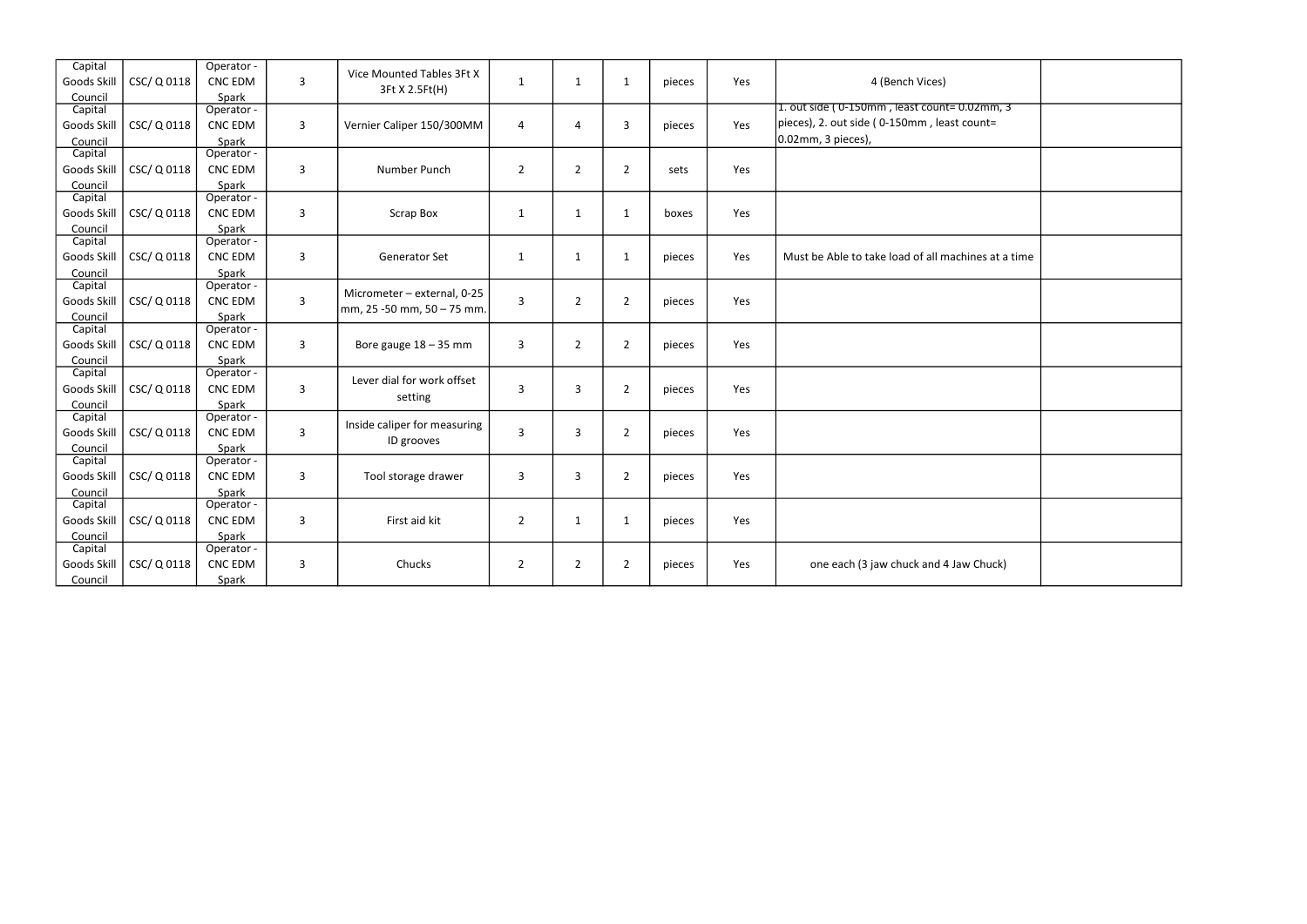| | | | | | | | | | | | |
|---|---|---|---|---|---|---|---|---|---|---|---|
| Capital Goods Skill Council | CSC/ Q 0118 | Operator - CNC EDM Spark | 3 | Vice Mounted Tables 3Ft X 3Ft X 2.5Ft(H) | 1 | 1 | 1 | pieces | Yes | 4 (Bench Vices) | |
| Capital Goods Skill Council | CSC/ Q 0118 | Operator - CNC EDM Spark | 3 | Vernier Caliper 150/300MM | 4 | 4 | 3 | pieces | Yes | 1. out side ( 0-150mm , least count= 0.02mm, 3 pieces), 2. out side ( 0-150mm , least count= 0.02mm, 3 pieces), | |
| Capital Goods Skill Council | CSC/ Q 0118 | Operator - CNC EDM Spark | 3 | Number Punch | 2 | 2 | 2 | sets | Yes | | |
| Capital Goods Skill Council | CSC/ Q 0118 | Operator - CNC EDM Spark | 3 | Scrap Box | 1 | 1 | 1 | boxes | Yes | | |
| Capital Goods Skill Council | CSC/ Q 0118 | Operator - CNC EDM Spark | 3 | Generator Set | 1 | 1 | 1 | pieces | Yes | Must be Able to take load of all machines at a time | |
| Capital Goods Skill Council | CSC/ Q 0118 | Operator - CNC EDM Spark | 3 | Micrometer – external, 0-25 mm, 25 -50 mm, 50 – 75 mm. | 3 | 2 | 2 | pieces | Yes | | |
| Capital Goods Skill Council | CSC/ Q 0118 | Operator - CNC EDM Spark | 3 | Bore gauge 18 – 35 mm | 3 | 2 | 2 | pieces | Yes | | |
| Capital Goods Skill Council | CSC/ Q 0118 | Operator - CNC EDM Spark | 3 | Lever dial for work offset setting | 3 | 3 | 2 | pieces | Yes | | |
| Capital Goods Skill Council | CSC/ Q 0118 | Operator - CNC EDM Spark | 3 | Inside caliper for measuring ID grooves | 3 | 3 | 2 | pieces | Yes | | |
| Capital Goods Skill Council | CSC/ Q 0118 | Operator - CNC EDM Spark | 3 | Tool storage drawer | 3 | 3 | 2 | pieces | Yes | | |
| Capital Goods Skill Council | CSC/ Q 0118 | Operator - CNC EDM Spark | 3 | First aid kit | 2 | 1 | 1 | pieces | Yes | | |
| Capital Goods Skill Council | CSC/ Q 0118 | Operator - CNC EDM Spark | 3 | Chucks | 2 | 2 | 2 | pieces | Yes | one each (3 jaw chuck and 4 Jaw Chuck) | |